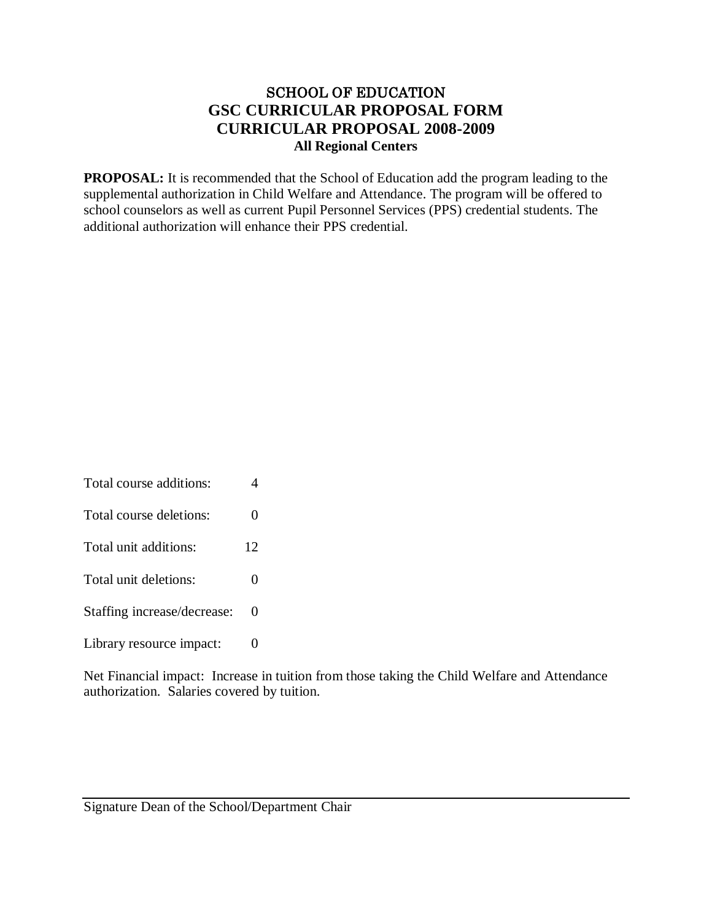# SCHOOL OF EDUCATION
## GSC CURRICULAR PROPOSAL FORM
## CURRICULAR PROPOSAL 2008-2009
### All Regional Centers

**PROPOSAL:** It is recommended that the School of Education add the program leading to the supplemental authorization in Child Welfare and Attendance. The program will be offered to school counselors as well as current Pupil Personnel Services (PPS) credential students. The additional authorization will enhance their PPS credential.

| | |
|---|---|
| Total course additions: | 4 |
| Total course deletions: | 0 |
| Total unit additions: | 12 |
| Total unit deletions: | 0 |
| Staffing increase/decrease: | 0 |
| Library resource impact: | 0 |

Net Financial impact: Increase in tuition from those taking the Child Welfare and Attendance authorization. Salaries covered by tuition.

---

Signature Dean of the School/Department Chair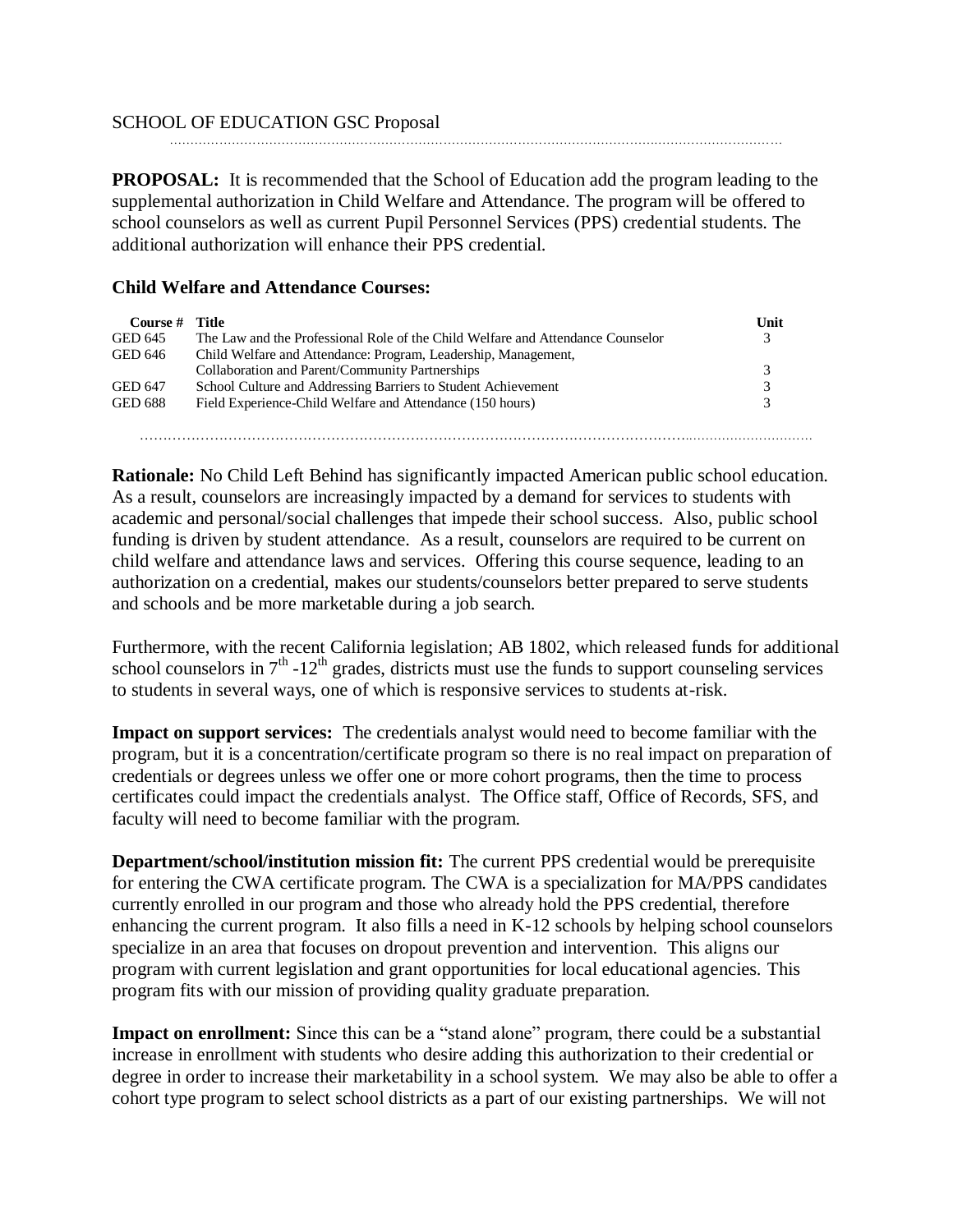SCHOOL OF EDUCATION GSC Proposal

**PROPOSAL:** It is recommended that the School of Education add the program leading to the supplemental authorization in Child Welfare and Attendance. The program will be offered to school counselors as well as current Pupil Personnel Services (PPS) credential students. The additional authorization will enhance their PPS credential.

### Child Welfare and Attendance Courses:

| Course # | Title | Unit |
|---|---|---|
| GED 645 | The Law and the Professional Role of the Child Welfare and Attendance Counselor | 3 |
| GED 646 | Child Welfare and Attendance: Program, Leadership, Management, Collaboration and Parent/Community Partnerships | 3 |
| GED 647 | School Culture and Addressing Barriers to Student Achievement | 3 |
| GED 688 | Field Experience-Child Welfare and Attendance (150 hours) | 3 |

**Rationale:** No Child Left Behind has significantly impacted American public school education. As a result, counselors are increasingly impacted by a demand for services to students with academic and personal/social challenges that impede their school success. Also, public school funding is driven by student attendance. As a result, counselors are required to be current on child welfare and attendance laws and services. Offering this course sequence, leading to an authorization on a credential, makes our students/counselors better prepared to serve students and schools and be more marketable during a job search.

Furthermore, with the recent California legislation; AB 1802, which released funds for additional school counselors in 7th -12th grades, districts must use the funds to support counseling services to students in several ways, one of which is responsive services to students at-risk.

**Impact on support services:** The credentials analyst would need to become familiar with the program, but it is a concentration/certificate program so there is no real impact on preparation of credentials or degrees unless we offer one or more cohort programs, then the time to process certificates could impact the credentials analyst. The Office staff, Office of Records, SFS, and faculty will need to become familiar with the program.

**Department/school/institution mission fit:** The current PPS credential would be prerequisite for entering the CWA certificate program. The CWA is a specialization for MA/PPS candidates currently enrolled in our program and those who already hold the PPS credential, therefore enhancing the current program. It also fills a need in K-12 schools by helping school counselors specialize in an area that focuses on dropout prevention and intervention. This aligns our program with current legislation and grant opportunities for local educational agencies. This program fits with our mission of providing quality graduate preparation.

**Impact on enrollment:** Since this can be a "stand alone" program, there could be a substantial increase in enrollment with students who desire adding this authorization to their credential or degree in order to increase their marketability in a school system. We may also be able to offer a cohort type program to select school districts as a part of our existing partnerships. We will not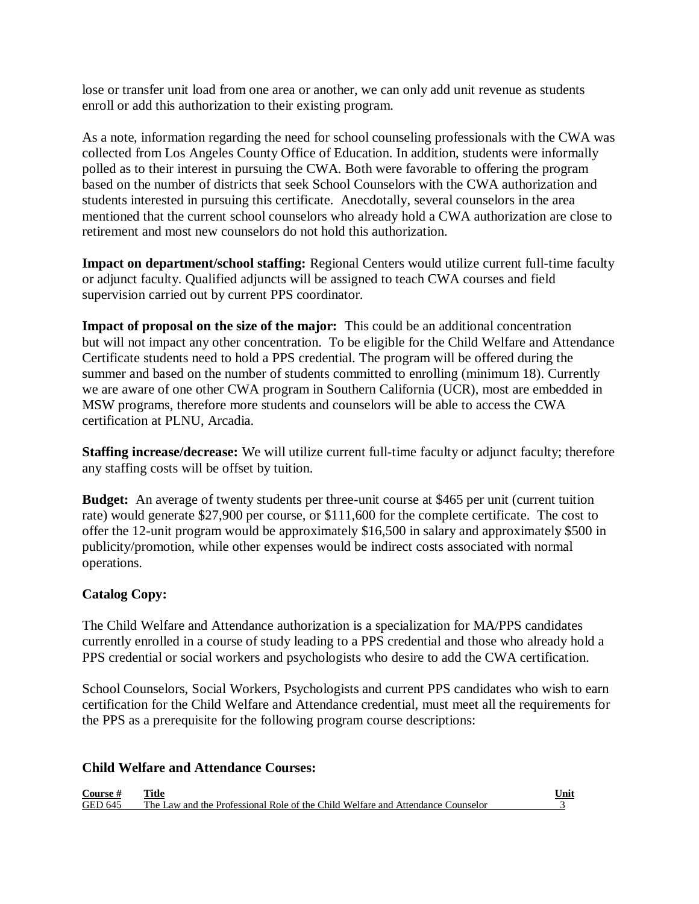lose or transfer unit load from one area or another, we can only add unit revenue as students enroll or add this authorization to their existing program.

As a note, information regarding the need for school counseling professionals with the CWA was collected from Los Angeles County Office of Education. In addition, students were informally polled as to their interest in pursuing the CWA. Both were favorable to offering the program based on the number of districts that seek School Counselors with the CWA authorization and students interested in pursuing this certificate. Anecdotally, several counselors in the area mentioned that the current school counselors who already hold a CWA authorization are close to retirement and most new counselors do not hold this authorization.

**Impact on department/school staffing:** Regional Centers would utilize current full-time faculty or adjunct faculty. Qualified adjuncts will be assigned to teach CWA courses and field supervision carried out by current PPS coordinator.

**Impact of proposal on the size of the major:** This could be an additional concentration but will not impact any other concentration. To be eligible for the Child Welfare and Attendance Certificate students need to hold a PPS credential. The program will be offered during the summer and based on the number of students committed to enrolling (minimum 18). Currently we are aware of one other CWA program in Southern California (UCR), most are embedded in MSW programs, therefore more students and counselors will be able to access the CWA certification at PLNU, Arcadia.

**Staffing increase/decrease:** We will utilize current full-time faculty or adjunct faculty; therefore any staffing costs will be offset by tuition.

**Budget:** An average of twenty students per three-unit course at $465 per unit (current tuition rate) would generate $27,900 per course, or $111,600 for the complete certificate. The cost to offer the 12-unit program would be approximately $16,500 in salary and approximately $500 in publicity/promotion, while other expenses would be indirect costs associated with normal operations.

### Catalog Copy:

The Child Welfare and Attendance authorization is a specialization for MA/PPS candidates currently enrolled in a course of study leading to a PPS credential and those who already hold a PPS credential or social workers and psychologists who desire to add the CWA certification.

School Counselors, Social Workers, Psychologists and current PPS candidates who wish to earn certification for the Child Welfare and Attendance credential, must meet all the requirements for the PPS as a prerequisite for the following program course descriptions:

### Child Welfare and Attendance Courses:

| Course # | Title | Unit |
|---|---|---|
| GED 645 | The Law and the Professional Role of the Child Welfare and Attendance Counselor | 3 |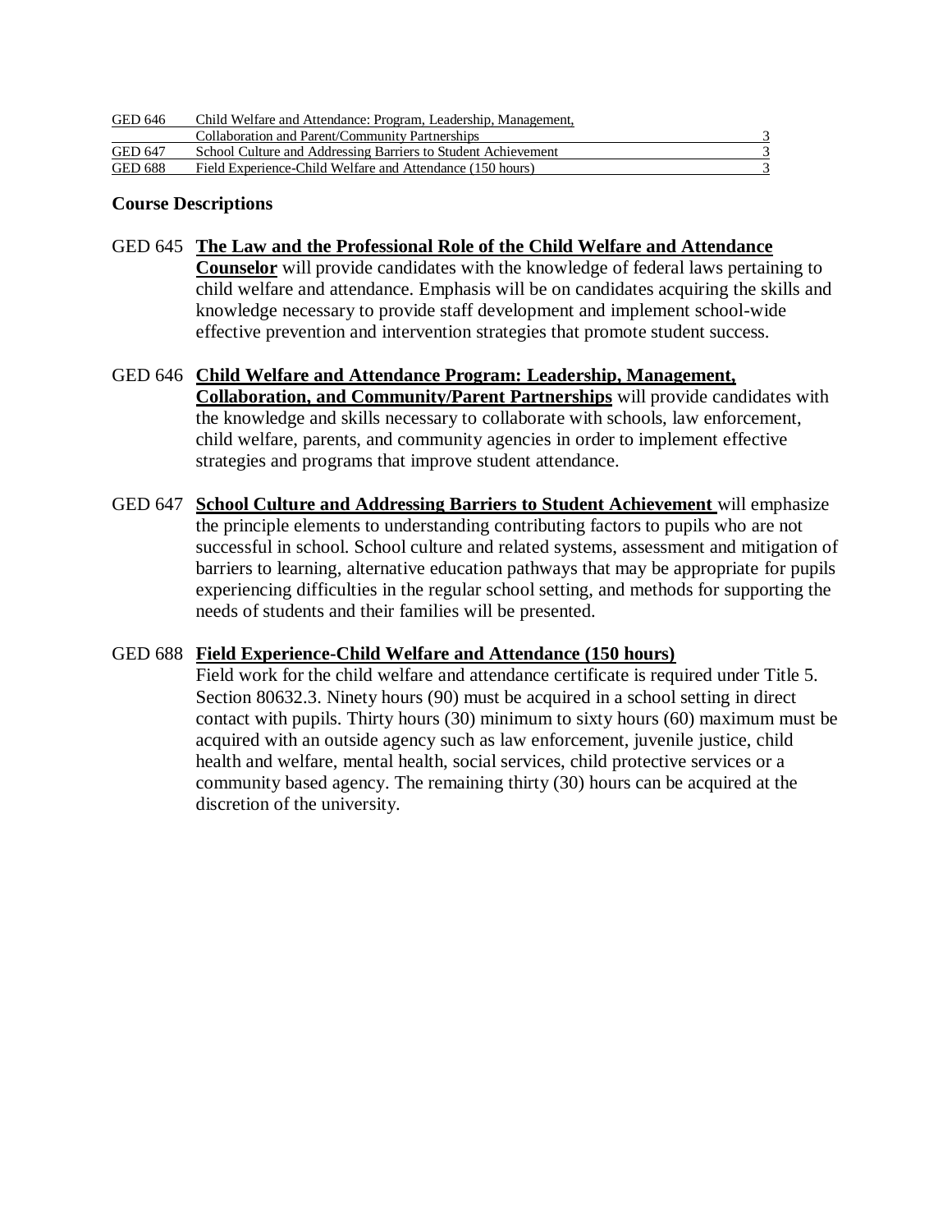| | | |
|---|---|---|
| GED 646 | Child Welfare and Attendance: Program, Leadership, Management, Collaboration and Parent/Community Partnerships | 3 |
| GED 647 | School Culture and Addressing Barriers to Student Achievement | 3 |
| GED 688 | Field Experience-Child Welfare and Attendance (150 hours) | 3 |

### Course Descriptions

GED 645 **The Law and the Professional Role of the Child Welfare and Attendance Counselor** will provide candidates with the knowledge of federal laws pertaining to child welfare and attendance. Emphasis will be on candidates acquiring the skills and knowledge necessary to provide staff development and implement school-wide effective prevention and intervention strategies that promote student success.

GED 646 **Child Welfare and Attendance Program: Leadership, Management, Collaboration, and Community/Parent Partnerships** will provide candidates with the knowledge and skills necessary to collaborate with schools, law enforcement, child welfare, parents, and community agencies in order to implement effective strategies and programs that improve student attendance.

GED 647 **School Culture and Addressing Barriers to Student Achievement** will emphasize the principle elements to understanding contributing factors to pupils who are not successful in school. School culture and related systems, assessment and mitigation of barriers to learning, alternative education pathways that may be appropriate for pupils experiencing difficulties in the regular school setting, and methods for supporting the needs of students and their families will be presented.

GED 688 **Field Experience-Child Welfare and Attendance (150 hours)**
Field work for the child welfare and attendance certificate is required under Title 5. Section 80632.3. Ninety hours (90) must be acquired in a school setting in direct contact with pupils. Thirty hours (30) minimum to sixty hours (60) maximum must be acquired with an outside agency such as law enforcement, juvenile justice, child health and welfare, mental health, social services, child protective services or a community based agency. The remaining thirty (30) hours can be acquired at the discretion of the university.